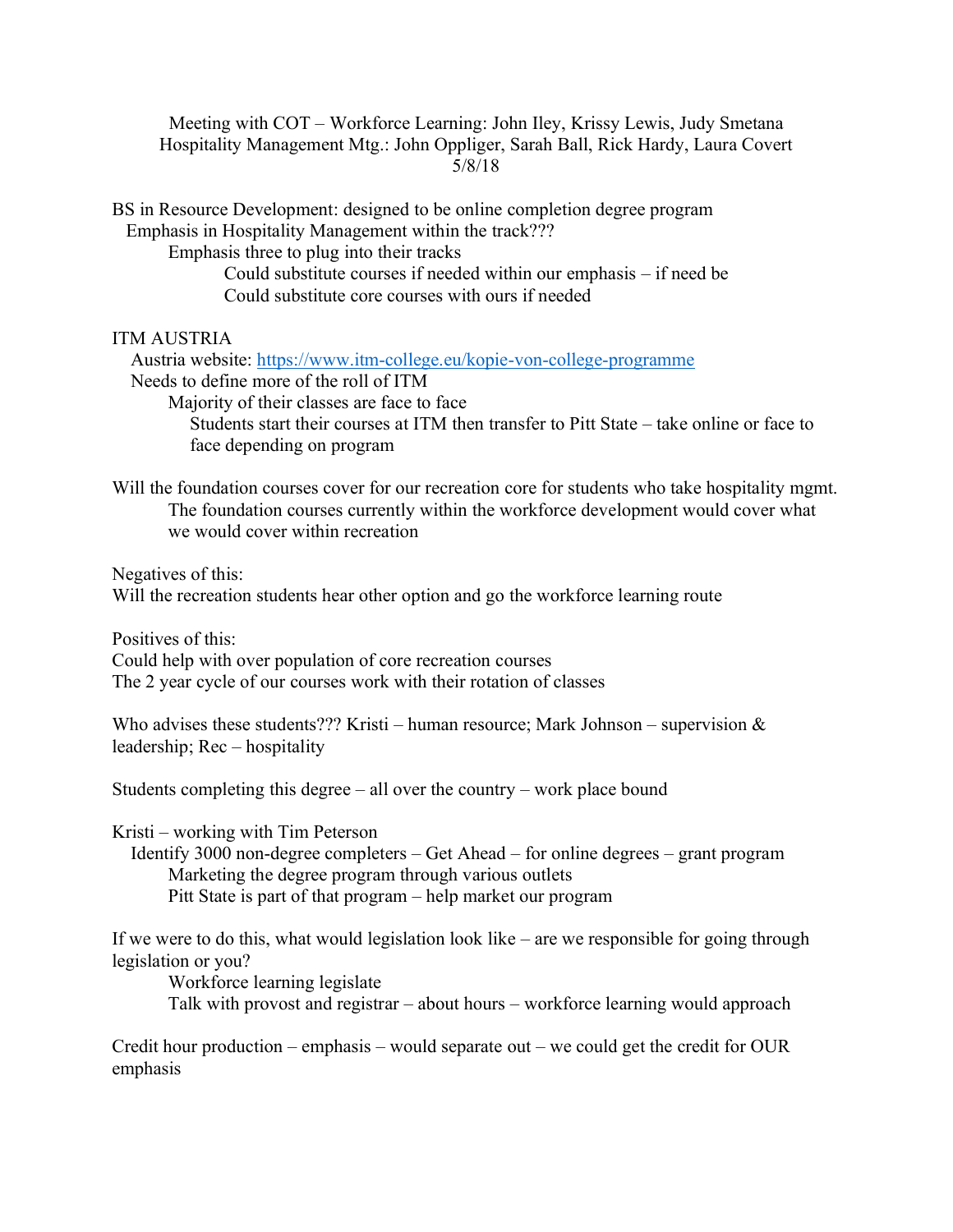Meeting with COT – Workforce Learning: John Iley, Krissy Lewis, Judy Smetana
Hospitality Management Mtg.: John Oppliger, Sarah Ball, Rick Hardy, Laura Covert
5/8/18

BS in Resource Development: designed to be online completion degree program
- Emphasis in Hospitality Management within the track???
  - Emphasis three to plug into their tracks
    - Could substitute courses if needed within our emphasis – if need be
    - Could substitute core courses with ours if needed

ITM AUSTRIA
- Austria website: https://www.itm-college.eu/kopie-von-college-programme
- Needs to define more of the roll of ITM
  - Majority of their classes are face to face
    - Students start their courses at ITM then transfer to Pitt State – take online or face to face depending on program

Will the foundation courses cover for our recreation core for students who take hospitality mgmt.
- The foundation courses currently within the workforce development would cover what we would cover within recreation

Negatives of this:
Will the recreation students hear other option and go the workforce learning route

Positives of this:
Could help with over population of core recreation courses
The 2 year cycle of our courses work with their rotation of classes

Who advises these students??? Kristi – human resource; Mark Johnson – supervision & leadership; Rec – hospitality

Students completing this degree – all over the country – work place bound

Kristi – working with Tim Peterson
- Identify 3000 non-degree completers – Get Ahead – for online degrees – grant program
  - Marketing the degree program through various outlets
  - Pitt State is part of that program – help market our program

If we were to do this, what would legislation look like – are we responsible for going through legislation or you?
- Workforce learning legislate
- Talk with provost and registrar – about hours – workforce learning would approach

Credit hour production – emphasis – would separate out – we could get the credit for OUR emphasis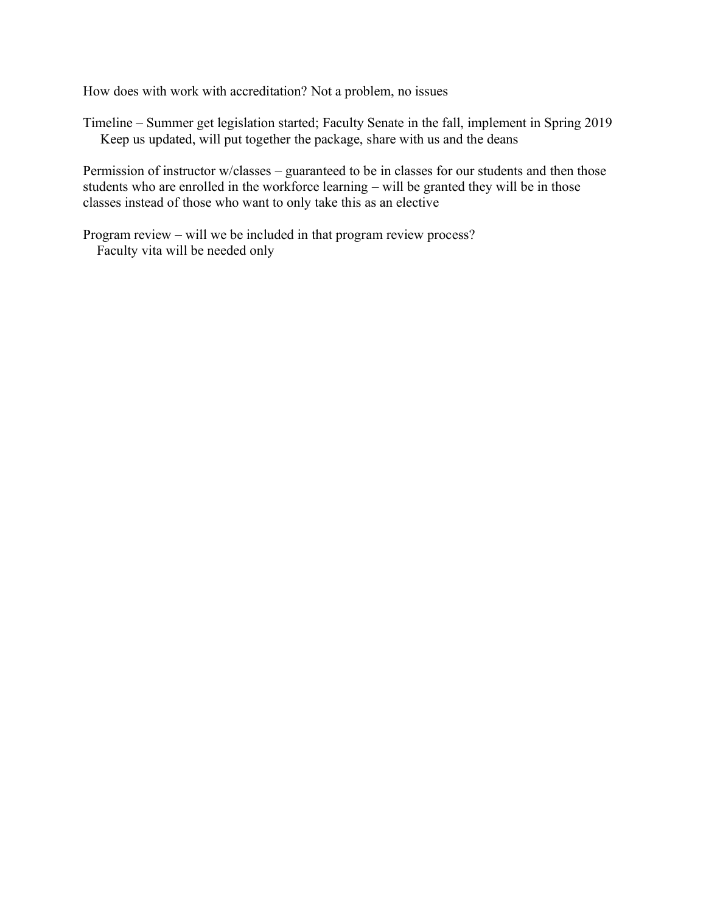How does with work with accreditation? Not a problem, no issues

Timeline – Summer get legislation started; Faculty Senate in the fall, implement in Spring 2019
Keep us updated, will put together the package, share with us and the deans

Permission of instructor w/classes – guaranteed to be in classes for our students and then those students who are enrolled in the workforce learning – will be granted they will be in those classes instead of those who want to only take this as an elective

Program review – will we be included in that program review process?
Faculty vita will be needed only